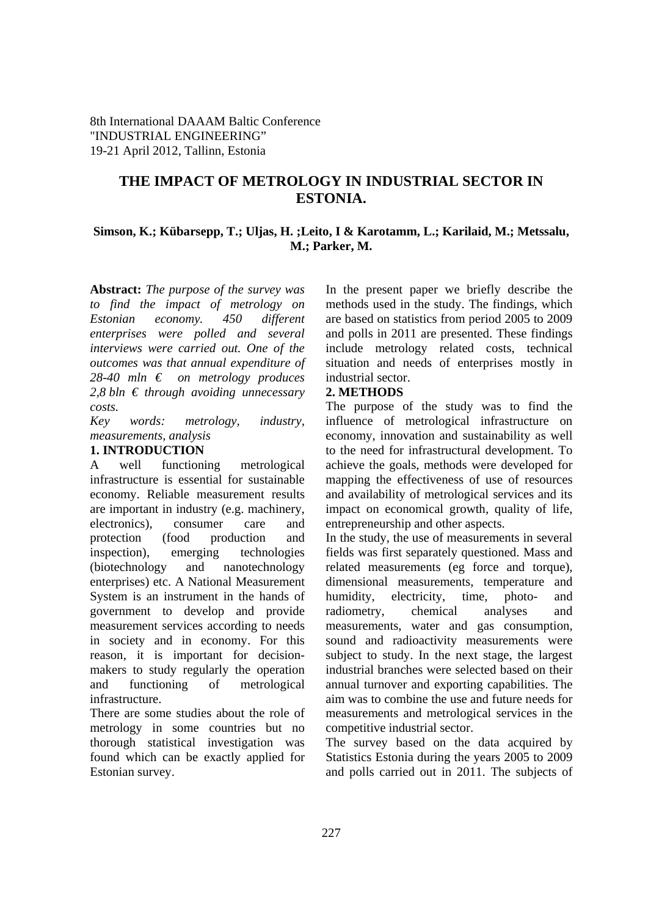8th International DAAAM Baltic Conference
"INDUSTRIAL ENGINEERING"
19-21 April 2012, Tallinn, Estonia

# THE IMPACT OF METROLOGY IN INDUSTRIAL SECTOR IN ESTONIA.

**Simson, K.; Kübarsepp, T.; Uljas, H. ;Leito, I & Karotamm, L.; Karilaid, M.; Metssalu, M.; Parker, M.**

**Abstract:** *The purpose of the survey was to find the impact of metrology on Estonian economy. 450 different enterprises were polled and several interviews were carried out. One of the outcomes was that annual expenditure of 28-40 mln € on metrology produces 2,8 bln € through avoiding unnecessary costs.*

*Key words: metrology, industry, measurements, analysis*

## 1. INTRODUCTION

A well functioning metrological infrastructure is essential for sustainable economy. Reliable measurement results are important in industry (e.g. machinery, electronics), consumer care and protection (food production and inspection), emerging technologies (biotechnology and nanotechnology enterprises) etc. A National Measurement System is an instrument in the hands of government to develop and provide measurement services according to needs in society and in economy. For this reason, it is important for decision-makers to study regularly the operation and functioning of metrological infrastructure.

There are some studies about the role of metrology in some countries but no thorough statistical investigation was found which can be exactly applied for Estonian survey.

In the present paper we briefly describe the methods used in the study. The findings, which are based on statistics from period 2005 to 2009 and polls in 2011 are presented. These findings include metrology related costs, technical situation and needs of enterprises mostly in industrial sector.

## 2. METHODS

The purpose of the study was to find the influence of metrological infrastructure on economy, innovation and sustainability as well to the need for infrastructural development. To achieve the goals, methods were developed for mapping the effectiveness of use of resources and availability of metrological services and its impact on economical growth, quality of life, entrepreneurship and other aspects.

In the study, the use of measurements in several fields was first separately questioned. Mass and related measurements (eg force and torque), dimensional measurements, temperature and humidity, electricity, time, photo- and radiometry, chemical analyses and measurements, water and gas consumption, sound and radioactivity measurements were subject to study. In the next stage, the largest industrial branches were selected based on their annual turnover and exporting capabilities. The aim was to combine the use and future needs for measurements and metrological services in the competitive industrial sector.

The survey based on the data acquired by Statistics Estonia during the years 2005 to 2009 and polls carried out in 2011. The subjects of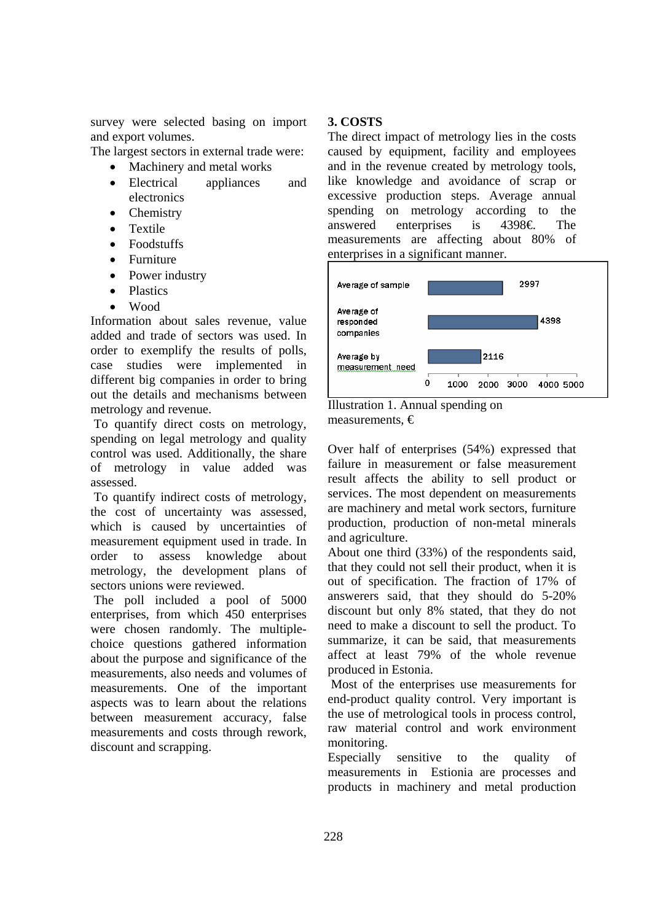survey were selected basing on import and export volumes.

The largest sectors in external trade were:

- Machinery and metal works
- Electrical appliances and electronics
- Chemistry
- Textile
- Foodstuffs
- Furniture
- Power industry
- Plastics
- Wood

Information about sales revenue, value added and trade of sectors was used. In order to exemplify the results of polls, case studies were implemented in different big companies in order to bring out the details and mechanisms between metrology and revenue.

To quantify direct costs on metrology, spending on legal metrology and quality control was used. Additionally, the share of metrology in value added was assessed.

To quantify indirect costs of metrology, the cost of uncertainty was assessed, which is caused by uncertainties of measurement equipment used in trade. In order to assess knowledge about metrology, the development plans of sectors unions were reviewed.

The poll included a pool of 5000 enterprises, from which 450 enterprises were chosen randomly. The multiple-choice questions gathered information about the purpose and significance of the measurements, also needs and volumes of measurements. One of the important aspects was to learn about the relations between measurement accuracy, false measurements and costs through rework, discount and scrapping.

## 3. COSTS

The direct impact of metrology lies in the costs caused by equipment, facility and employees and in the revenue created by metrology tools, like knowledge and avoidance of scrap or excessive production steps. Average annual spending on metrology according to the answered enterprises is 4398€. The measurements are affecting about 80% of enterprises in a significant manner.

| | € |
|---|---|
| Average of sample | 2997 |
| Average of responded companies | 4398 |
| Average by measurement need | 2116 |

Illustration 1. Annual spending on measurements, €

Over half of enterprises (54%) expressed that failure in measurement or false measurement result affects the ability to sell product or services. The most dependent on measurements are machinery and metal work sectors, furniture production, production of non-metal minerals and agriculture.

About one third (33%) of the respondents said, that they could not sell their product, when it is out of specification. The fraction of 17% of answerers said, that they should do 5-20% discount but only 8% stated, that they do not need to make a discount to sell the product. To summarize, it can be said, that measurements affect at least 79% of the whole revenue produced in Estonia.

Most of the enterprises use measurements for end-product quality control. Very important is the use of metrological tools in process control, raw material control and work environment monitoring.

Especially sensitive to the quality of measurements in Estionia are processes and products in machinery and metal production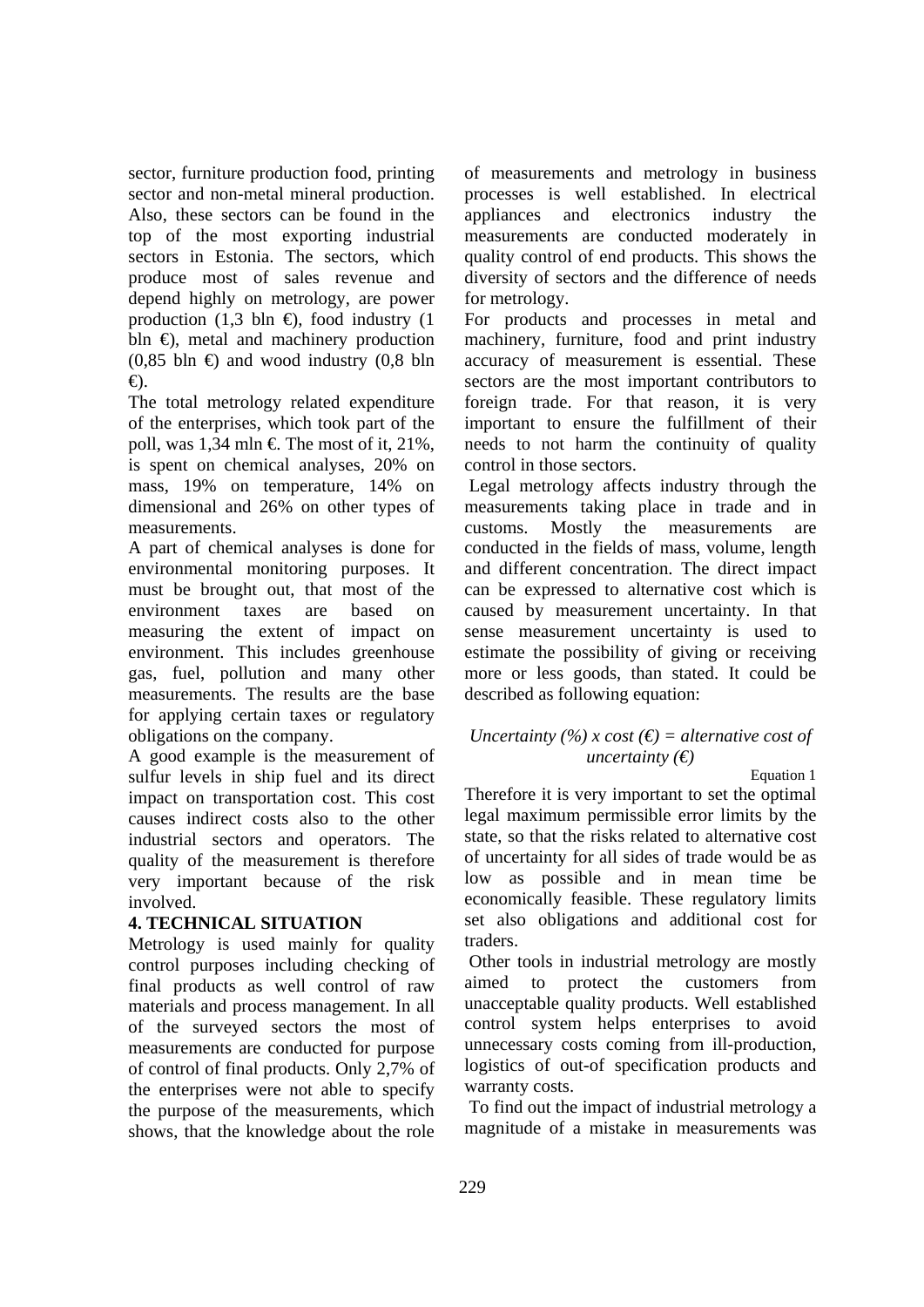sector, furniture production food, printing sector and non-metal mineral production. Also, these sectors can be found in the top of the most exporting industrial sectors in Estonia. The sectors, which produce most of sales revenue and depend highly on metrology, are power production (1,3 bln €), food industry (1 bln €), metal and machinery production (0,85 bln €) and wood industry (0,8 bln €).

The total metrology related expenditure of the enterprises, which took part of the poll, was 1,34 mln €. The most of it, 21%, is spent on chemical analyses, 20% on mass, 19% on temperature, 14% on dimensional and 26% on other types of measurements.

A part of chemical analyses is done for environmental monitoring purposes. It must be brought out, that most of the environment taxes are based on measuring the extent of impact on environment. This includes greenhouse gas, fuel, pollution and many other measurements. The results are the base for applying certain taxes or regulatory obligations on the company.

A good example is the measurement of sulfur levels in ship fuel and its direct impact on transportation cost. This cost causes indirect costs also to the other industrial sectors and operators. The quality of the measurement is therefore very important because of the risk involved.

## 4. TECHNICAL SITUATION

Metrology is used mainly for quality control purposes including checking of final products as well control of raw materials and process management. In all of the surveyed sectors the most of measurements are conducted for purpose of control of final products. Only 2,7% of the enterprises were not able to specify the purpose of the measurements, which shows, that the knowledge about the role of measurements and metrology in business processes is well established. In electrical appliances and electronics industry the measurements are conducted moderately in quality control of end products. This shows the diversity of sectors and the difference of needs for metrology.

For products and processes in metal and machinery, furniture, food and print industry accuracy of measurement is essential. These sectors are the most important contributors to foreign trade. For that reason, it is very important to ensure the fulfillment of their needs to not harm the continuity of quality control in those sectors.

Legal metrology affects industry through the measurements taking place in trade and in customs. Mostly the measurements are conducted in the fields of mass, volume, length and different concentration. The direct impact can be expressed to alternative cost which is caused by measurement uncertainty. In that sense measurement uncertainty is used to estimate the possibility of giving or receiving more or less goods, than stated. It could be described as following equation:

$$\textit{Uncertainty (\%)} \times \textit{cost (€)} = \textit{alternative cost of uncertainty (€)}$$

Equation 1

Therefore it is very important to set the optimal legal maximum permissible error limits by the state, so that the risks related to alternative cost of uncertainty for all sides of trade would be as low as possible and in mean time be economically feasible. These regulatory limits set also obligations and additional cost for traders.

Other tools in industrial metrology are mostly aimed to protect the customers from unacceptable quality products. Well established control system helps enterprises to avoid unnecessary costs coming from ill-production, logistics of out-of specification products and warranty costs.

To find out the impact of industrial metrology a magnitude of a mistake in measurements was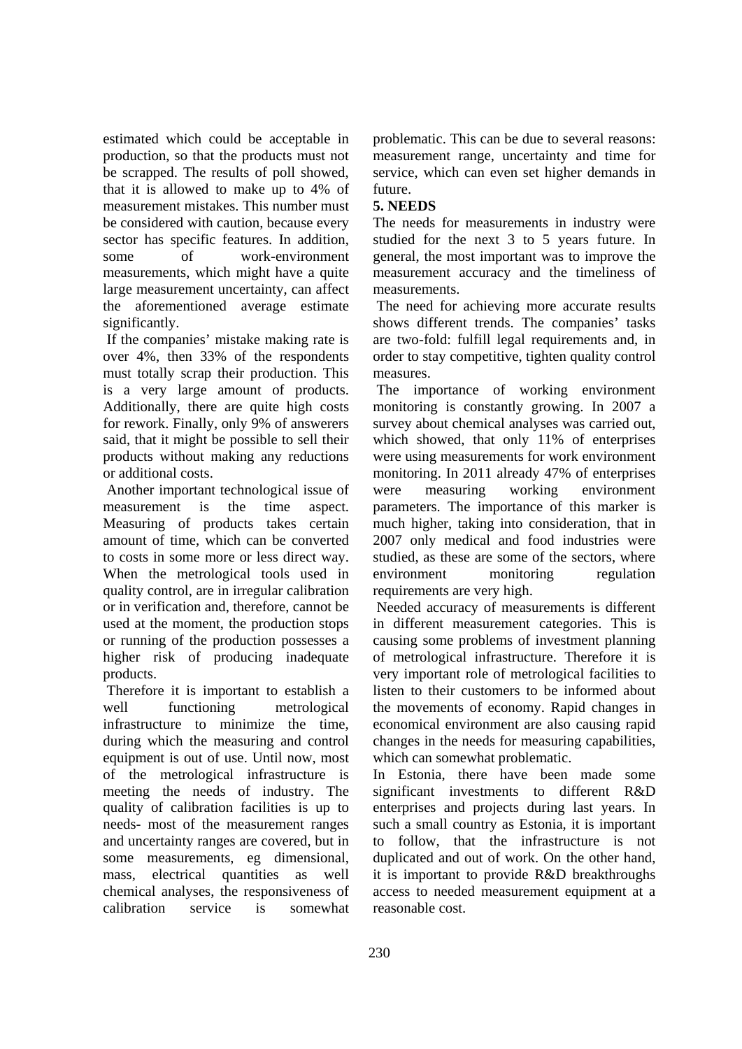estimated which could be acceptable in production, so that the products must not be scrapped. The results of poll showed, that it is allowed to make up to 4% of measurement mistakes. This number must be considered with caution, because every sector has specific features. In addition, some of work-environment measurements, which might have a quite large measurement uncertainty, can affect the aforementioned average estimate significantly.

If the companies' mistake making rate is over 4%, then 33% of the respondents must totally scrap their production. This is a very large amount of products. Additionally, there are quite high costs for rework. Finally, only 9% of answerers said, that it might be possible to sell their products without making any reductions or additional costs.

Another important technological issue of measurement is the time aspect. Measuring of products takes certain amount of time, which can be converted to costs in some more or less direct way. When the metrological tools used in quality control, are in irregular calibration or in verification and, therefore, cannot be used at the moment, the production stops or running of the production possesses a higher risk of producing inadequate products.

Therefore it is important to establish a well functioning metrological infrastructure to minimize the time, during which the measuring and control equipment is out of use. Until now, most of the metrological infrastructure is meeting the needs of industry. The quality of calibration facilities is up to needs- most of the measurement ranges and uncertainty ranges are covered, but in some measurements, eg dimensional, mass, electrical quantities as well chemical analyses, the responsiveness of calibration service is somewhat problematic. This can be due to several reasons: measurement range, uncertainty and time for service, which can even set higher demands in future.

## 5. NEEDS

The needs for measurements in industry were studied for the next 3 to 5 years future. In general, the most important was to improve the measurement accuracy and the timeliness of measurements.

The need for achieving more accurate results shows different trends. The companies' tasks are two-fold: fulfill legal requirements and, in order to stay competitive, tighten quality control measures.

The importance of working environment monitoring is constantly growing. In 2007 a survey about chemical analyses was carried out, which showed, that only 11% of enterprises were using measurements for work environment monitoring. In 2011 already 47% of enterprises were measuring working environment parameters. The importance of this marker is much higher, taking into consideration, that in 2007 only medical and food industries were studied, as these are some of the sectors, where environment monitoring regulation requirements are very high.

Needed accuracy of measurements is different in different measurement categories. This is causing some problems of investment planning of metrological infrastructure. Therefore it is very important role of metrological facilities to listen to their customers to be informed about the movements of economy. Rapid changes in economical environment are also causing rapid changes in the needs for measuring capabilities, which can somewhat problematic.

In Estonia, there have been made some significant investments to different R&D enterprises and projects during last years. In such a small country as Estonia, it is important to follow, that the infrastructure is not duplicated and out of work. On the other hand, it is important to provide R&D breakthroughs access to needed measurement equipment at a reasonable cost.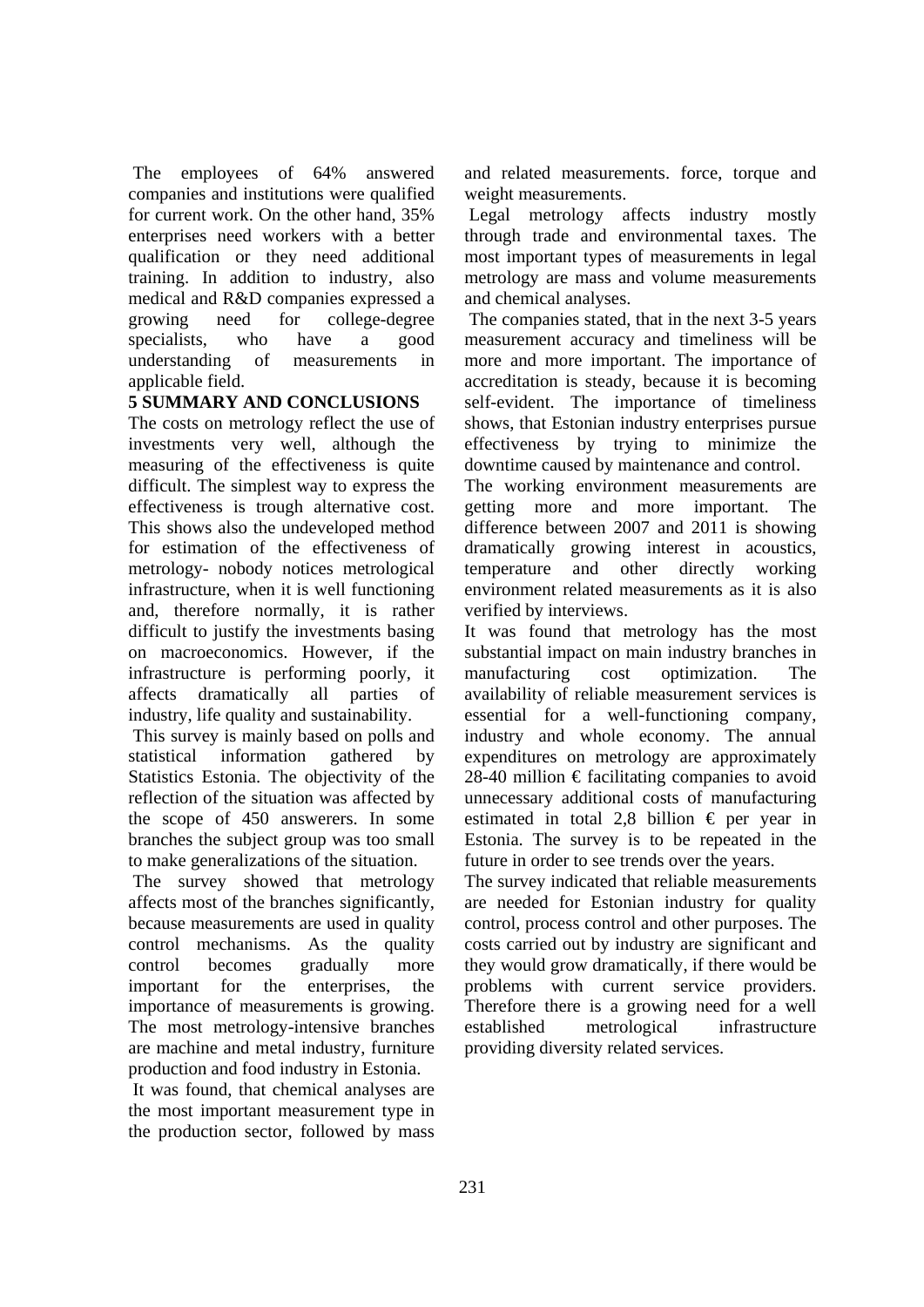The employees of 64% answered companies and institutions were qualified for current work. On the other hand, 35% enterprises need workers with a better qualification or they need additional training. In addition to industry, also medical and R&D companies expressed a growing need for college-degree specialists, who have a good understanding of measurements in applicable field.

## 5 SUMMARY AND CONCLUSIONS

The costs on metrology reflect the use of investments very well, although the measuring of the effectiveness is quite difficult. The simplest way to express the effectiveness is trough alternative cost. This shows also the undeveloped method for estimation of the effectiveness of metrology- nobody notices metrological infrastructure, when it is well functioning and, therefore normally, it is rather difficult to justify the investments basing on macroeconomics. However, if the infrastructure is performing poorly, it affects dramatically all parties of industry, life quality and sustainability.

This survey is mainly based on polls and statistical information gathered by Statistics Estonia. The objectivity of the reflection of the situation was affected by the scope of 450 answerers. In some branches the subject group was too small to make generalizations of the situation.

The survey showed that metrology affects most of the branches significantly, because measurements are used in quality control mechanisms. As the quality control becomes gradually more important for the enterprises, the importance of measurements is growing. The most metrology-intensive branches are machine and metal industry, furniture production and food industry in Estonia.

It was found, that chemical analyses are the most important measurement type in the production sector, followed by mass and related measurements. force, torque and weight measurements.

Legal metrology affects industry mostly through trade and environmental taxes. The most important types of measurements in legal metrology are mass and volume measurements and chemical analyses.

The companies stated, that in the next 3-5 years measurement accuracy and timeliness will be more and more important. The importance of accreditation is steady, because it is becoming self-evident. The importance of timeliness shows, that Estonian industry enterprises pursue effectiveness by trying to minimize the downtime caused by maintenance and control.

The working environment measurements are getting more and more important. The difference between 2007 and 2011 is showing dramatically growing interest in acoustics, temperature and other directly working environment related measurements as it is also verified by interviews.

It was found that metrology has the most substantial impact on main industry branches in manufacturing cost optimization. The availability of reliable measurement services is essential for a well-functioning company, industry and whole economy. The annual expenditures on metrology are approximately 28-40 million € facilitating companies to avoid unnecessary additional costs of manufacturing estimated in total 2,8 billion € per year in Estonia. The survey is to be repeated in the future in order to see trends over the years.

The survey indicated that reliable measurements are needed for Estonian industry for quality control, process control and other purposes. The costs carried out by industry are significant and they would grow dramatically, if there would be problems with current service providers. Therefore there is a growing need for a well established metrological infrastructure providing diversity related services.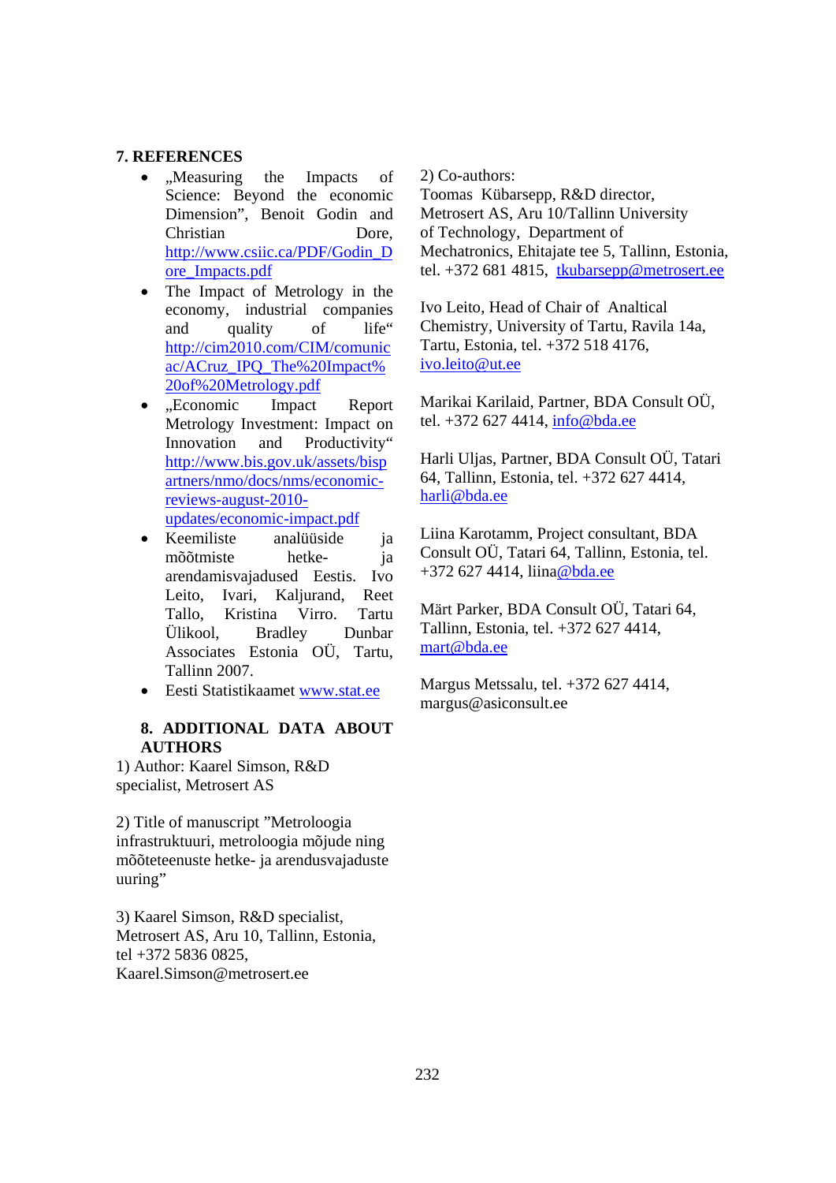## 7. REFERENCES

- „Measuring the Impacts of Science: Beyond the economic Dimension", Benoit Godin and Christian Dore, http://www.csiic.ca/PDF/Godin_Dore_Impacts.pdf
- The Impact of Metrology in the economy, industrial companies and quality of life" http://cim2010.com/CIM/comunicac/ACruz_IPQ_The%20Impact%20of%20Metrology.pdf
- „Economic Impact Report Metrology Investment: Impact on Innovation and Productivity" http://www.bis.gov.uk/assets/bispartners/nmo/docs/nms/economic-reviews-august-2010-updates/economic-impact.pdf
- Keemiliste analüüside ja mõõtmiste hetke- ja arendamisvajadused Eestis. Ivo Leito, Ivari, Kaljurand, Reet Tallo, Kristina Virro. Tartu Ülikool, Bradley Dunbar Associates Estonia OÜ, Tartu, Tallinn 2007.
- Eesti Statistikaamet www.stat.ee

## 8. ADDITIONAL DATA ABOUT AUTHORS

1) Author: Kaarel Simson, R&D specialist, Metrosert AS

2) Title of manuscript "Metroloogia infrastruktuuri, metroloogia mõjude ning mõõteteenuste hetke- ja arendusvajaduste uuring"

3) Kaarel Simson, R&D specialist, Metrosert AS, Aru 10, Tallinn, Estonia, tel +372 5836 0825, Kaarel.Simson@metrosert.ee

2) Co-authors:
Toomas Kübarsepp, R&D director, Metrosert AS, Aru 10/Tallinn University of Technology, Department of Mechatronics, Ehitajate tee 5, Tallinn, Estonia, tel. +372 681 4815, tkubarsepp@metrosert.ee

Ivo Leito, Head of Chair of Analtical Chemistry, University of Tartu, Ravila 14a, Tartu, Estonia, tel. +372 518 4176, ivo.leito@ut.ee

Marikai Karilaid, Partner, BDA Consult OÜ, tel. +372 627 4414, info@bda.ee

Harli Uljas, Partner, BDA Consult OÜ, Tatari 64, Tallinn, Estonia, tel. +372 627 4414, harli@bda.ee

Liina Karotamm, Project consultant, BDA Consult OÜ, Tatari 64, Tallinn, Estonia, tel. +372 627 4414, liina@bda.ee

Märt Parker, BDA Consult OÜ, Tatari 64, Tallinn, Estonia, tel. +372 627 4414, mart@bda.ee

Margus Metssalu, tel. +372 627 4414, margus@asiconsult.ee